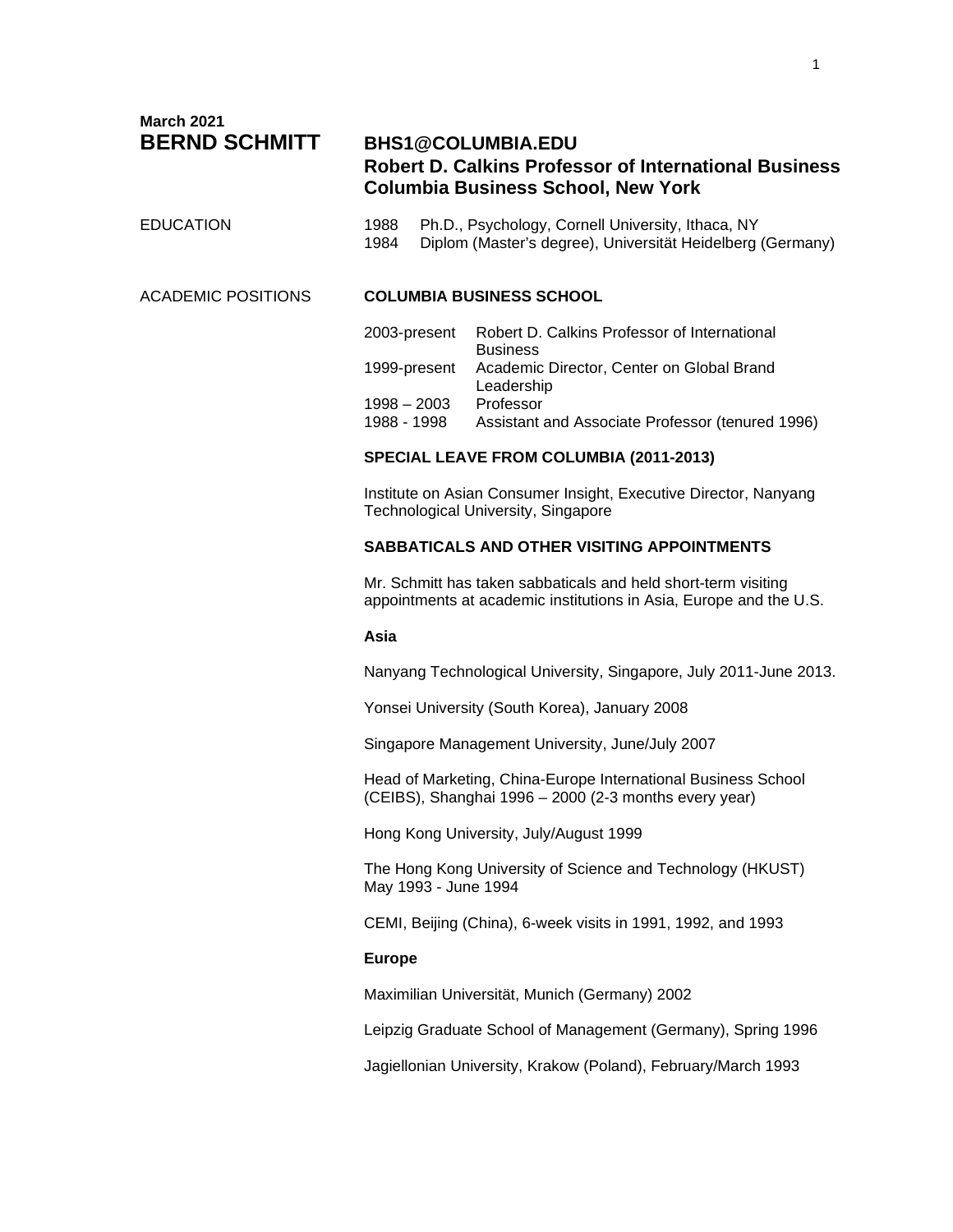**March 2021**

# BERND SCHMITT

## BHS1@COLUMBIA.EDU
## Robert D. Calkins Professor of International Business
## Columbia Business School, New York

EDUCATION

1988 Ph.D., Psychology, Cornell University, Ithaca, NY
1984 Diplom (Master's degree), Universität Heidelberg (Germany)

ACADEMIC POSITIONS

**COLUMBIA BUSINESS SCHOOL**

| | |
|---|---|
| 2003-present | Robert D. Calkins Professor of International Business |
| 1999-present | Academic Director, Center on Global Brand Leadership |
| 1998 – 2003 | Professor |
| 1988 - 1998 | Assistant and Associate Professor (tenured 1996) |

**SPECIAL LEAVE FROM COLUMBIA (2011-2013)**

Institute on Asian Consumer Insight, Executive Director, Nanyang Technological University, Singapore

**SABBATICALS AND OTHER VISITING APPOINTMENTS**

Mr. Schmitt has taken sabbaticals and held short-term visiting appointments at academic institutions in Asia, Europe and the U.S.

**Asia**

Nanyang Technological University, Singapore, July 2011-June 2013.

Yonsei University (South Korea), January 2008

Singapore Management University, June/July 2007

Head of Marketing, China-Europe International Business School (CEIBS), Shanghai 1996 – 2000 (2-3 months every year)

Hong Kong University, July/August 1999

The Hong Kong University of Science and Technology (HKUST) May 1993 - June 1994

CEMI, Beijing (China), 6-week visits in 1991, 1992, and 1993

**Europe**

Maximilian Universität, Munich (Germany) 2002

Leipzig Graduate School of Management (Germany), Spring 1996

Jagiellonian University, Krakow (Poland), February/March 1993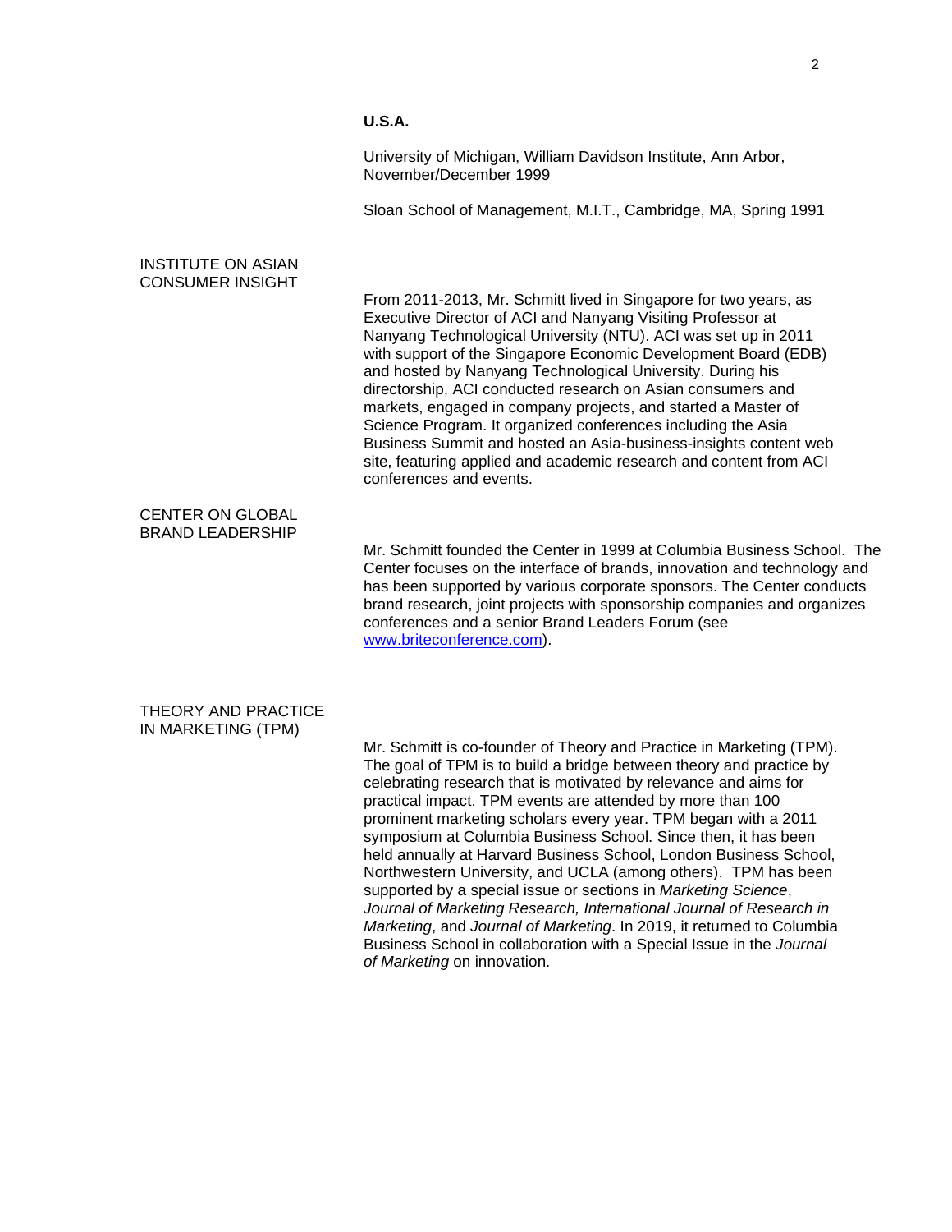**U.S.A.**

University of Michigan, William Davidson Institute, Ann Arbor, November/December 1999

Sloan School of Management, M.I.T., Cambridge, MA, Spring 1991

## INSTITUTE ON ASIAN CONSUMER INSIGHT

From 2011-2013, Mr. Schmitt lived in Singapore for two years, as Executive Director of ACI and Nanyang Visiting Professor at Nanyang Technological University (NTU). ACI was set up in 2011 with support of the Singapore Economic Development Board (EDB) and hosted by Nanyang Technological University. During his directorship, ACI conducted research on Asian consumers and markets, engaged in company projects, and started a Master of Science Program. It organized conferences including the Asia Business Summit and hosted an Asia-business-insights content web site, featuring applied and academic research and content from ACI conferences and events.

## CENTER ON GLOBAL BRAND LEADERSHIP

Mr. Schmitt founded the Center in 1999 at Columbia Business School. The Center focuses on the interface of brands, innovation and technology and has been supported by various corporate sponsors. The Center conducts brand research, joint projects with sponsorship companies and organizes conferences and a senior Brand Leaders Forum (see [www.briteconference.com](http://www.briteconference.com)).

## THEORY AND PRACTICE IN MARKETING (TPM)

Mr. Schmitt is co-founder of Theory and Practice in Marketing (TPM). The goal of TPM is to build a bridge between theory and practice by celebrating research that is motivated by relevance and aims for practical impact. TPM events are attended by more than 100 prominent marketing scholars every year. TPM began with a 2011 symposium at Columbia Business School. Since then, it has been held annually at Harvard Business School, London Business School, Northwestern University, and UCLA (among others). TPM has been supported by a special issue or sections in *Marketing Science*, *Journal of Marketing Research, International Journal of Research in Marketing*, and *Journal of Marketing*. In 2019, it returned to Columbia Business School in collaboration with a Special Issue in the *Journal of Marketing* on innovation.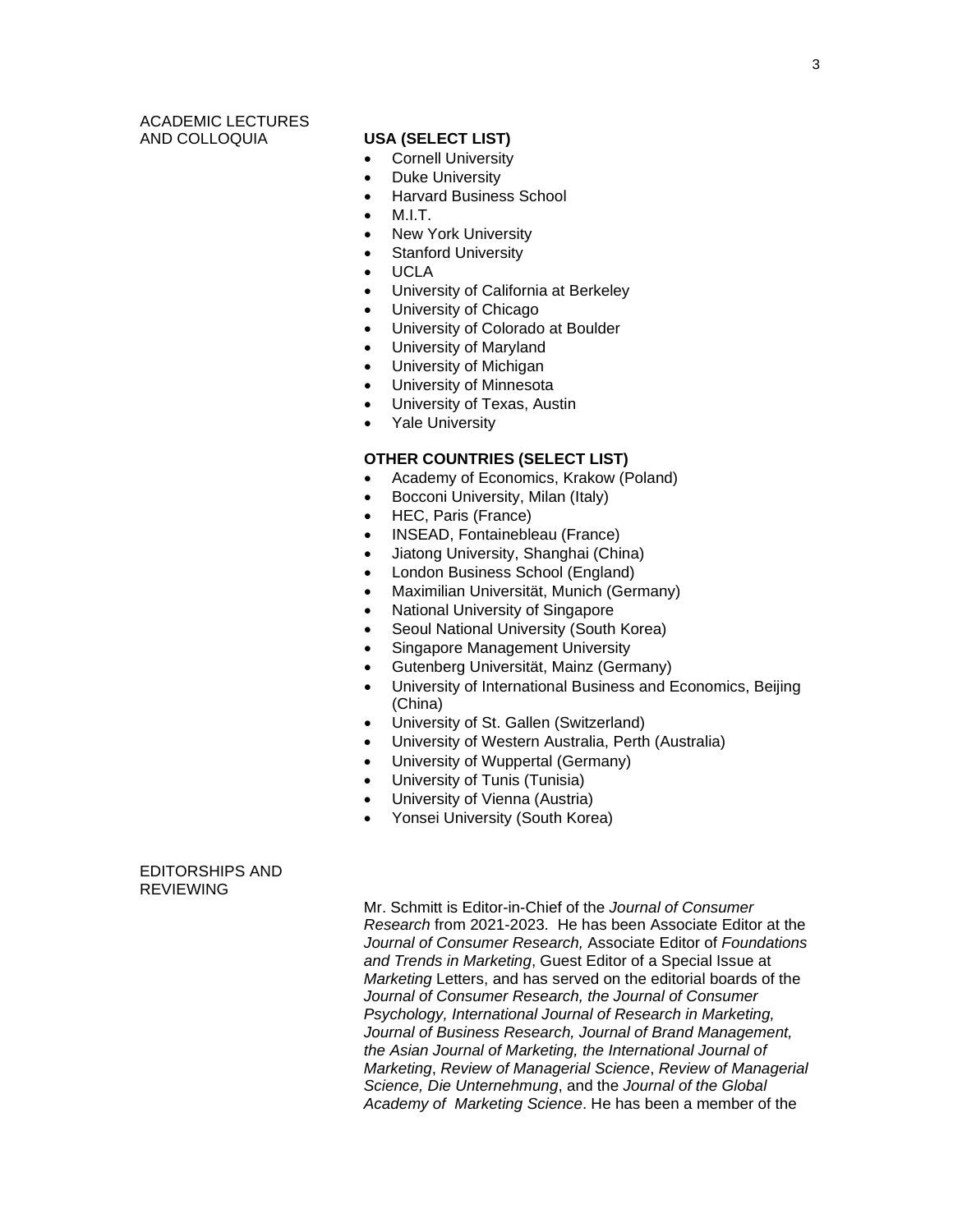## ACADEMIC LECTURES AND COLLOQUIA

**USA (SELECT LIST)**

- Cornell University
- Duke University
- Harvard Business School
- M.I.T.
- New York University
- Stanford University
- UCLA
- University of California at Berkeley
- University of Chicago
- University of Colorado at Boulder
- University of Maryland
- University of Michigan
- University of Minnesota
- University of Texas, Austin
- Yale University

**OTHER COUNTRIES (SELECT LIST)**

- Academy of Economics, Krakow (Poland)
- Bocconi University, Milan (Italy)
- HEC, Paris (France)
- INSEAD, Fontainebleau (France)
- Jiatong University, Shanghai (China)
- London Business School (England)
- Maximilian Universität, Munich (Germany)
- National University of Singapore
- Seoul National University (South Korea)
- Singapore Management University
- Gutenberg Universität, Mainz (Germany)
- University of International Business and Economics, Beijing (China)
- University of St. Gallen (Switzerland)
- University of Western Australia, Perth (Australia)
- University of Wuppertal (Germany)
- University of Tunis (Tunisia)
- University of Vienna (Austria)
- Yonsei University (South Korea)

## EDITORSHIPS AND REVIEWING

Mr. Schmitt is Editor-in-Chief of the *Journal of Consumer Research* from 2021-2023. He has been Associate Editor at the *Journal of Consumer Research,* Associate Editor of *Foundations and Trends in Marketing*, Guest Editor of a Special Issue at *Marketing* Letters, and has served on the editorial boards of the *Journal of Consumer Research, the Journal of Consumer Psychology, International Journal of Research in Marketing, Journal of Business Research, Journal of Brand Management, the Asian Journal of Marketing, the International Journal of Marketing*, *Review of Managerial Science*, *Review of Managerial Science, Die Unternehmung*, and the *Journal of the Global Academy of Marketing Science*. He has been a member of the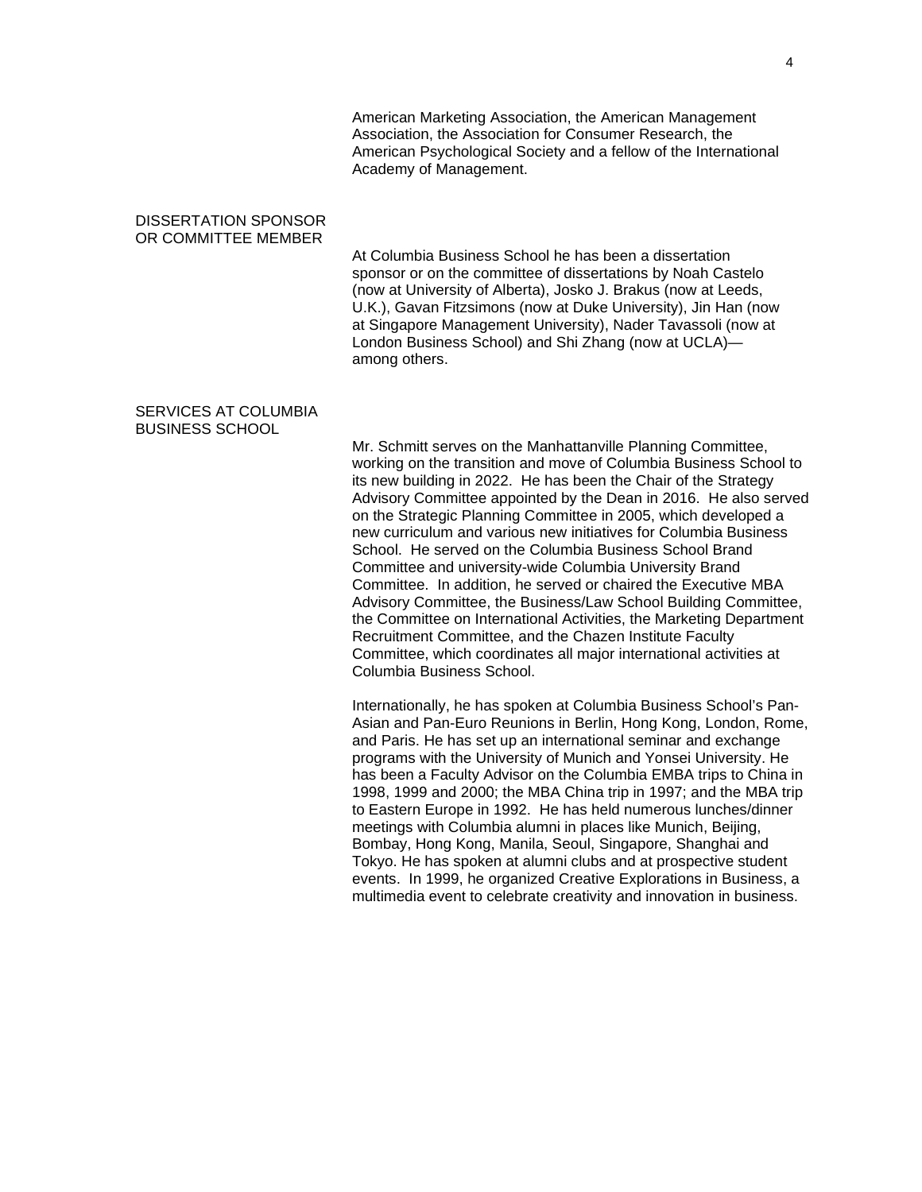American Marketing Association, the American Management Association, the Association for Consumer Research, the American Psychological Society and a fellow of the International Academy of Management.

## DISSERTATION SPONSOR OR COMMITTEE MEMBER

At Columbia Business School he has been a dissertation sponsor or on the committee of dissertations by Noah Castelo (now at University of Alberta), Josko J. Brakus (now at Leeds, U.K.), Gavan Fitzsimons (now at Duke University), Jin Han (now at Singapore Management University), Nader Tavassoli (now at London Business School) and Shi Zhang (now at UCLA)—among others.

## SERVICES AT COLUMBIA BUSINESS SCHOOL

Mr. Schmitt serves on the Manhattanville Planning Committee, working on the transition and move of Columbia Business School to its new building in 2022. He has been the Chair of the Strategy Advisory Committee appointed by the Dean in 2016. He also served on the Strategic Planning Committee in 2005, which developed a new curriculum and various new initiatives for Columbia Business School. He served on the Columbia Business School Brand Committee and university-wide Columbia University Brand Committee. In addition, he served or chaired the Executive MBA Advisory Committee, the Business/Law School Building Committee, the Committee on International Activities, the Marketing Department Recruitment Committee, and the Chazen Institute Faculty Committee, which coordinates all major international activities at Columbia Business School.

Internationally, he has spoken at Columbia Business School's Pan-Asian and Pan-Euro Reunions in Berlin, Hong Kong, London, Rome, and Paris. He has set up an international seminar and exchange programs with the University of Munich and Yonsei University. He has been a Faculty Advisor on the Columbia EMBA trips to China in 1998, 1999 and 2000; the MBA China trip in 1997; and the MBA trip to Eastern Europe in 1992. He has held numerous lunches/dinner meetings with Columbia alumni in places like Munich, Beijing, Bombay, Hong Kong, Manila, Seoul, Singapore, Shanghai and Tokyo. He has spoken at alumni clubs and at prospective student events. In 1999, he organized Creative Explorations in Business, a multimedia event to celebrate creativity and innovation in business.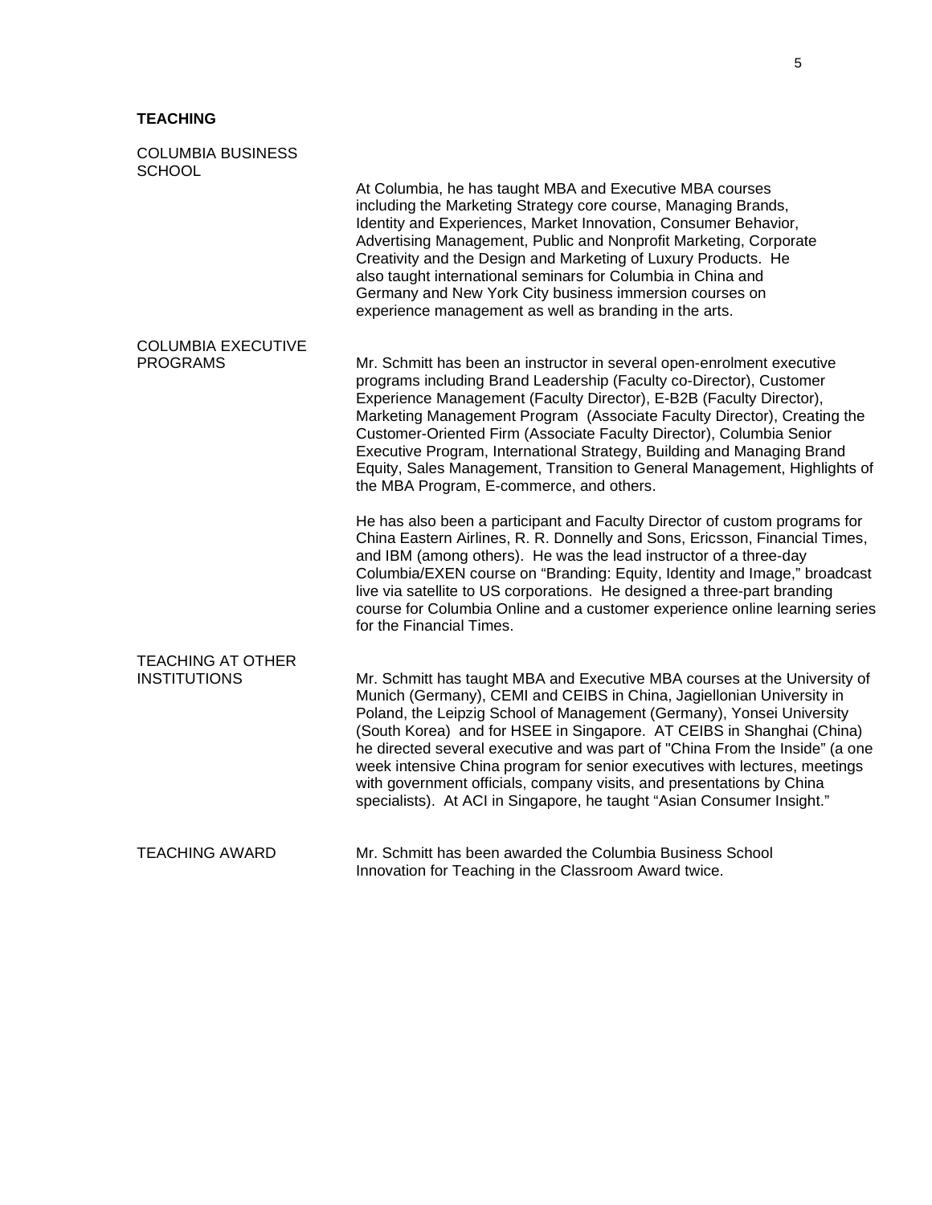## TEACHING

### COLUMBIA BUSINESS SCHOOL

At Columbia, he has taught MBA and Executive MBA courses including the Marketing Strategy core course, Managing Brands, Identity and Experiences, Market Innovation, Consumer Behavior, Advertising Management, Public and Nonprofit Marketing, Corporate Creativity and the Design and Marketing of Luxury Products. He also taught international seminars for Columbia in China and Germany and New York City business immersion courses on experience management as well as branding in the arts.

### COLUMBIA EXECUTIVE PROGRAMS

Mr. Schmitt has been an instructor in several open-enrolment executive programs including Brand Leadership (Faculty co-Director), Customer Experience Management (Faculty Director), E-B2B (Faculty Director), Marketing Management Program (Associate Faculty Director), Creating the Customer-Oriented Firm (Associate Faculty Director), Columbia Senior Executive Program, International Strategy, Building and Managing Brand Equity, Sales Management, Transition to General Management, Highlights of the MBA Program, E-commerce, and others.

He has also been a participant and Faculty Director of custom programs for China Eastern Airlines, R. R. Donnelly and Sons, Ericsson, Financial Times, and IBM (among others). He was the lead instructor of a three-day Columbia/EXEN course on "Branding: Equity, Identity and Image," broadcast live via satellite to US corporations. He designed a three-part branding course for Columbia Online and a customer experience online learning series for the Financial Times.

### TEACHING AT OTHER INSTITUTIONS

Mr. Schmitt has taught MBA and Executive MBA courses at the University of Munich (Germany), CEMI and CEIBS in China, Jagiellonian University in Poland, the Leipzig School of Management (Germany), Yonsei University (South Korea) and for HSEE in Singapore. AT CEIBS in Shanghai (China) he directed several executive and was part of "China From the Inside" (a one week intensive China program for senior executives with lectures, meetings with government officials, company visits, and presentations by China specialists). At ACI in Singapore, he taught "Asian Consumer Insight."

### TEACHING AWARD

Mr. Schmitt has been awarded the Columbia Business School Innovation for Teaching in the Classroom Award twice.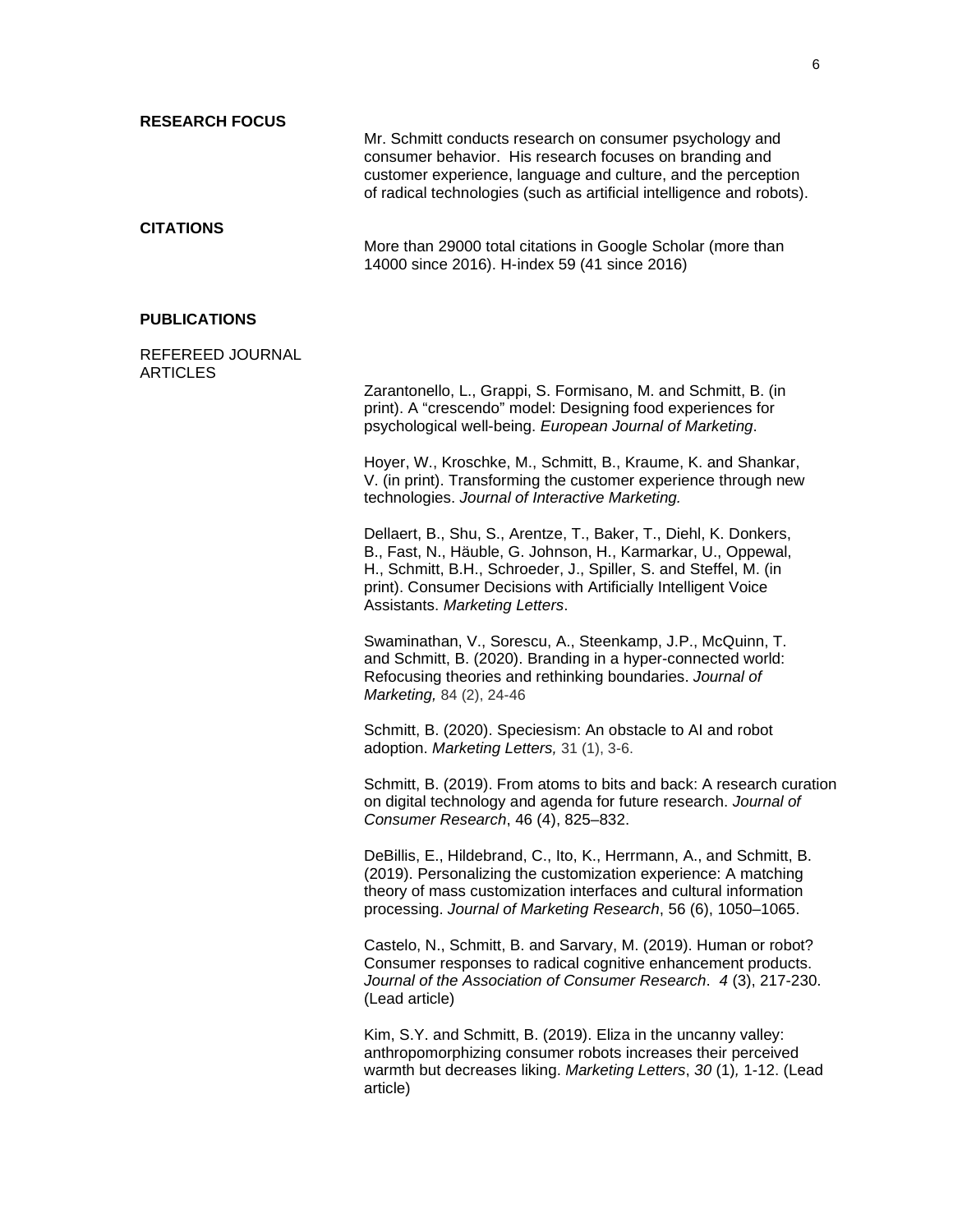## RESEARCH FOCUS

Mr. Schmitt conducts research on consumer psychology and consumer behavior. His research focuses on branding and customer experience, language and culture, and the perception of radical technologies (such as artificial intelligence and robots).

## CITATIONS

More than 29000 total citations in Google Scholar (more than 14000 since 2016). H-index 59 (41 since 2016)

## PUBLICATIONS

### REFEREED JOURNAL ARTICLES

Zarantonello, L., Grappi, S. Formisano, M. and Schmitt, B. (in print). A "crescendo" model: Designing food experiences for psychological well-being. *European Journal of Marketing*.

Hoyer, W., Kroschke, M., Schmitt, B., Kraume, K. and Shankar, V. (in print). Transforming the customer experience through new technologies. *Journal of Interactive Marketing.*

Dellaert, B., Shu, S., Arentze, T., Baker, T., Diehl, K. Donkers, B., Fast, N., Häuble, G. Johnson, H., Karmarkar, U., Oppewal, H., Schmitt, B.H., Schroeder, J., Spiller, S. and Steffel, M. (in print). Consumer Decisions with Artificially Intelligent Voice Assistants. *Marketing Letters*.

Swaminathan, V., Sorescu, A., Steenkamp, J.P., McQuinn, T. and Schmitt, B. (2020). Branding in a hyper-connected world: Refocusing theories and rethinking boundaries. *Journal of Marketing,* 84 (2), 24-46

Schmitt, B. (2020). Speciesism: An obstacle to AI and robot adoption. *Marketing Letters,* 31 (1), 3-6.

Schmitt, B. (2019). From atoms to bits and back: A research curation on digital technology and agenda for future research. *Journal of Consumer Research*, 46 (4), 825–832.

DeBillis, E., Hildebrand, C., Ito, K., Herrmann, A., and Schmitt, B. (2019). Personalizing the customization experience: A matching theory of mass customization interfaces and cultural information processing. *Journal of Marketing Research*, 56 (6), 1050–1065.

Castelo, N., Schmitt, B. and Sarvary, M. (2019). Human or robot? Consumer responses to radical cognitive enhancement products. *Journal of the Association of Consumer Research*. *4* (3), 217-230. (Lead article)

Kim, S.Y. and Schmitt, B. (2019). Eliza in the uncanny valley: anthropomorphizing consumer robots increases their perceived warmth but decreases liking. *Marketing Letters*, *30* (1)*,* 1-12. (Lead article)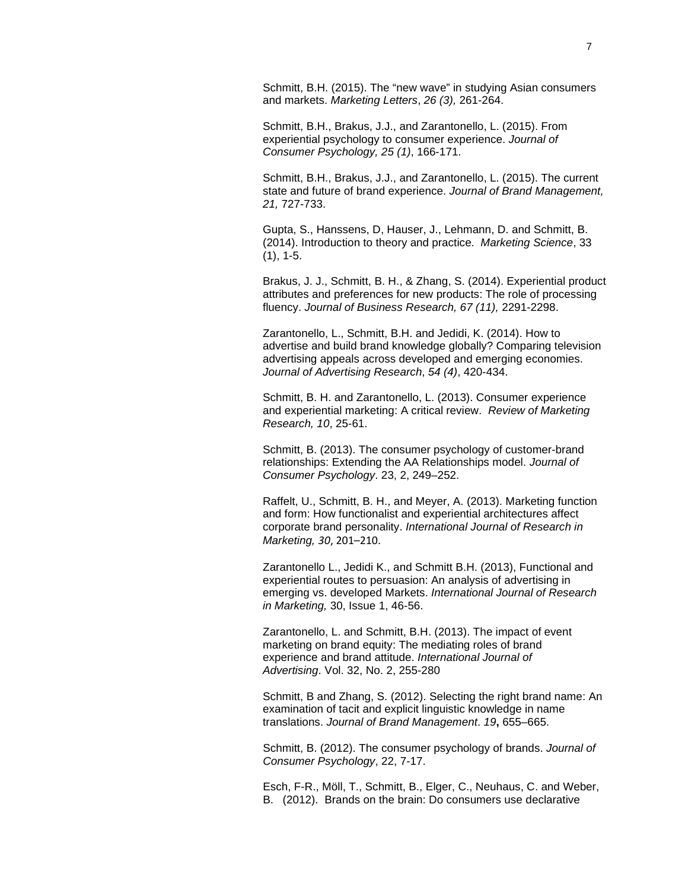Schmitt, B.H. (2015). The “new wave” in studying Asian consumers and markets. *Marketing Letters*, *26 (3),* 261-264.

Schmitt, B.H., Brakus, J.J., and Zarantonello, L. (2015). From experiential psychology to consumer experience. *Journal of Consumer Psychology, 25 (1)*, 166-171.

Schmitt, B.H., Brakus, J.J., and Zarantonello, L. (2015). The current state and future of brand experience. *Journal of Brand Management, 21,* 727-733.

Gupta, S., Hanssens, D, Hauser, J., Lehmann, D. and Schmitt, B. (2014). Introduction to theory and practice. *Marketing Science*, 33 (1), 1-5.

Brakus, J. J., Schmitt, B. H., & Zhang, S. (2014). Experiential product attributes and preferences for new products: The role of processing fluency. *Journal of Business Research, 67 (11),* 2291-2298.

Zarantonello, L., Schmitt, B.H. and Jedidi, K. (2014). How to advertise and build brand knowledge globally? Comparing television advertising appeals across developed and emerging economies. *Journal of Advertising Research*, *54 (4)*, 420-434.

Schmitt, B. H. and Zarantonello, L. (2013). Consumer experience and experiential marketing: A critical review. *Review of Marketing Research, 10*, 25-61.

Schmitt, B. (2013). The consumer psychology of customer-brand relationships: Extending the AA Relationships model. *Journal of Consumer Psychology*. 23, 2, 249–252.

Raffelt, U., Schmitt, B. H., and Meyer, A. (2013). Marketing function and form: How functionalist and experiential architectures affect corporate brand personality. *International Journal of Research in Marketing, 30,* 201–210.

Zarantonello L., Jedidi K., and Schmitt B.H. (2013), Functional and experiential routes to persuasion: An analysis of advertising in emerging vs. developed Markets. *International Journal of Research in Marketing,* 30, Issue 1, 46-56.

Zarantonello, L. and Schmitt, B.H. (2013). The impact of event marketing on brand equity: The mediating roles of brand experience and brand attitude. *International Journal of Advertising*. Vol. 32, No. 2, 255-280

Schmitt, B and Zhang, S. (2012). Selecting the right brand name: An examination of tacit and explicit linguistic knowledge in name translations. *Journal of Brand Management*. *19***,** 655–665.

Schmitt, B. (2012). The consumer psychology of brands. *Journal of Consumer Psychology*, 22, 7-17.

Esch, F-R., Möll, T., Schmitt, B., Elger, C., Neuhaus, C. and Weber, B. (2012). Brands on the brain: Do consumers use declarative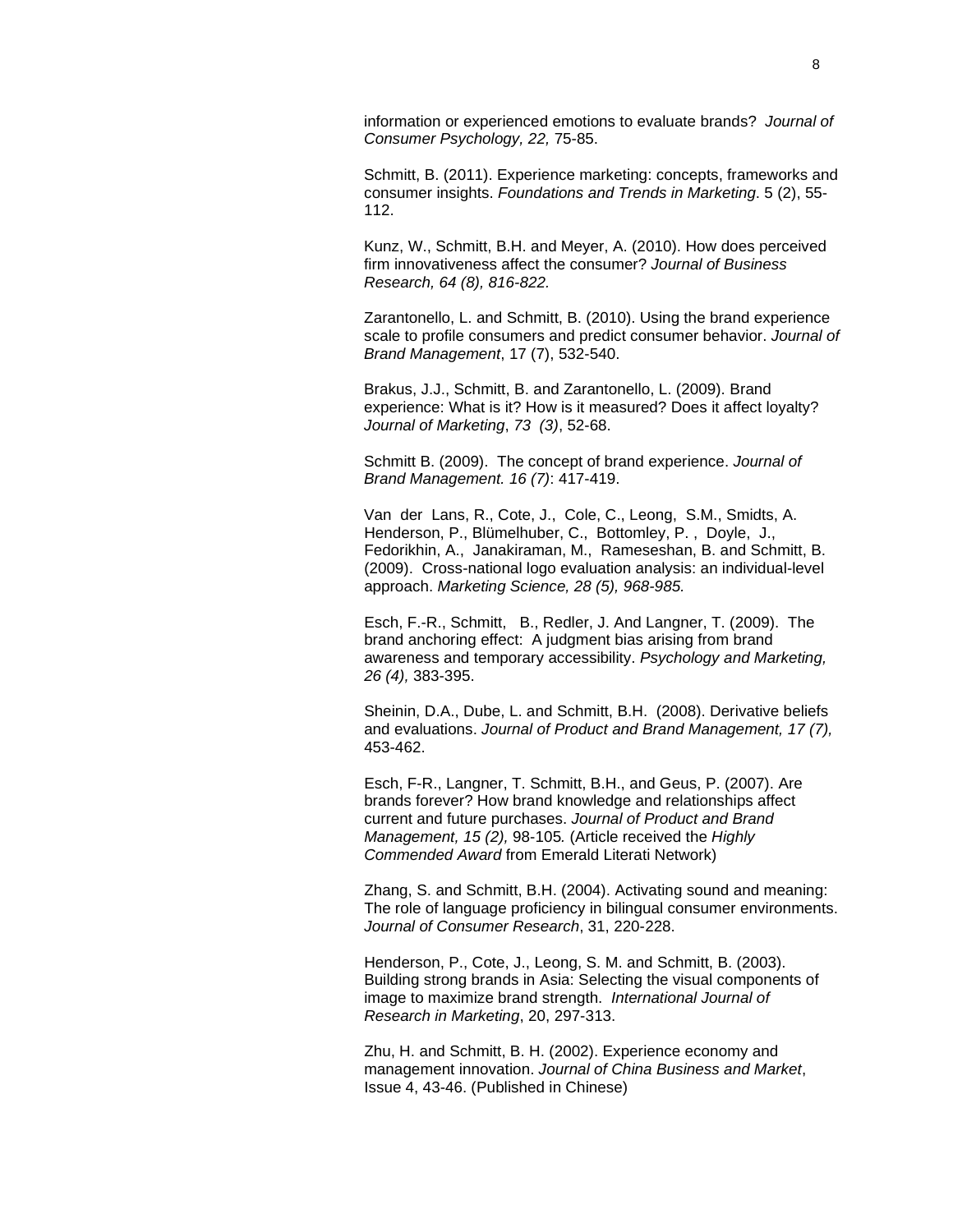information or experienced emotions to evaluate brands? *Journal of Consumer Psychology, 22,* 75-85.

Schmitt, B. (2011). Experience marketing: concepts, frameworks and consumer insights. *Foundations and Trends in Marketing*. 5 (2), 55-112.

Kunz, W., Schmitt, B.H. and Meyer, A. (2010). How does perceived firm innovativeness affect the consumer? *Journal of Business Research, 64 (8), 816-822.*

Zarantonello, L. and Schmitt, B. (2010). Using the brand experience scale to profile consumers and predict consumer behavior. *Journal of Brand Management*, 17 (7), 532-540.

Brakus, J.J., Schmitt, B. and Zarantonello, L. (2009). Brand experience: What is it? How is it measured? Does it affect loyalty? *Journal of Marketing*, *73 (3)*, 52-68.

Schmitt B. (2009). The concept of brand experience. *Journal of Brand Management. 16 (7)*: 417-419.

Van der Lans, R., Cote, J., Cole, C., Leong, S.M., Smidts, A. Henderson, P., Blümelhuber, C., Bottomley, P. , Doyle, J., Fedorikhin, A., Janakiraman, M., Rameseshan, B. and Schmitt, B. (2009). Cross-national logo evaluation analysis: an individual-level approach. *Marketing Science, 28 (5), 968-985.*

Esch, F.-R., Schmitt, B., Redler, J. And Langner, T. (2009). The brand anchoring effect: A judgment bias arising from brand awareness and temporary accessibility. *Psychology and Marketing, 26 (4),* 383-395.

Sheinin, D.A., Dube, L. and Schmitt, B.H. (2008). Derivative beliefs and evaluations. *Journal of Product and Brand Management, 17 (7),* 453-462.

Esch, F-R., Langner, T. Schmitt, B.H., and Geus, P. (2007). Are brands forever? How brand knowledge and relationships affect current and future purchases. *Journal of Product and Brand Management, 15 (2),* 98-105*.* (Article received the *Highly Commended Award* from Emerald Literati Network)

Zhang, S. and Schmitt, B.H. (2004). Activating sound and meaning: The role of language proficiency in bilingual consumer environments. *Journal of Consumer Research*, 31, 220-228.

Henderson, P., Cote, J., Leong, S. M. and Schmitt, B. (2003). Building strong brands in Asia: Selecting the visual components of image to maximize brand strength. *International Journal of Research in Marketing*, 20, 297-313.

Zhu, H. and Schmitt, B. H. (2002). Experience economy and management innovation. *Journal of China Business and Market*, Issue 4, 43-46. (Published in Chinese)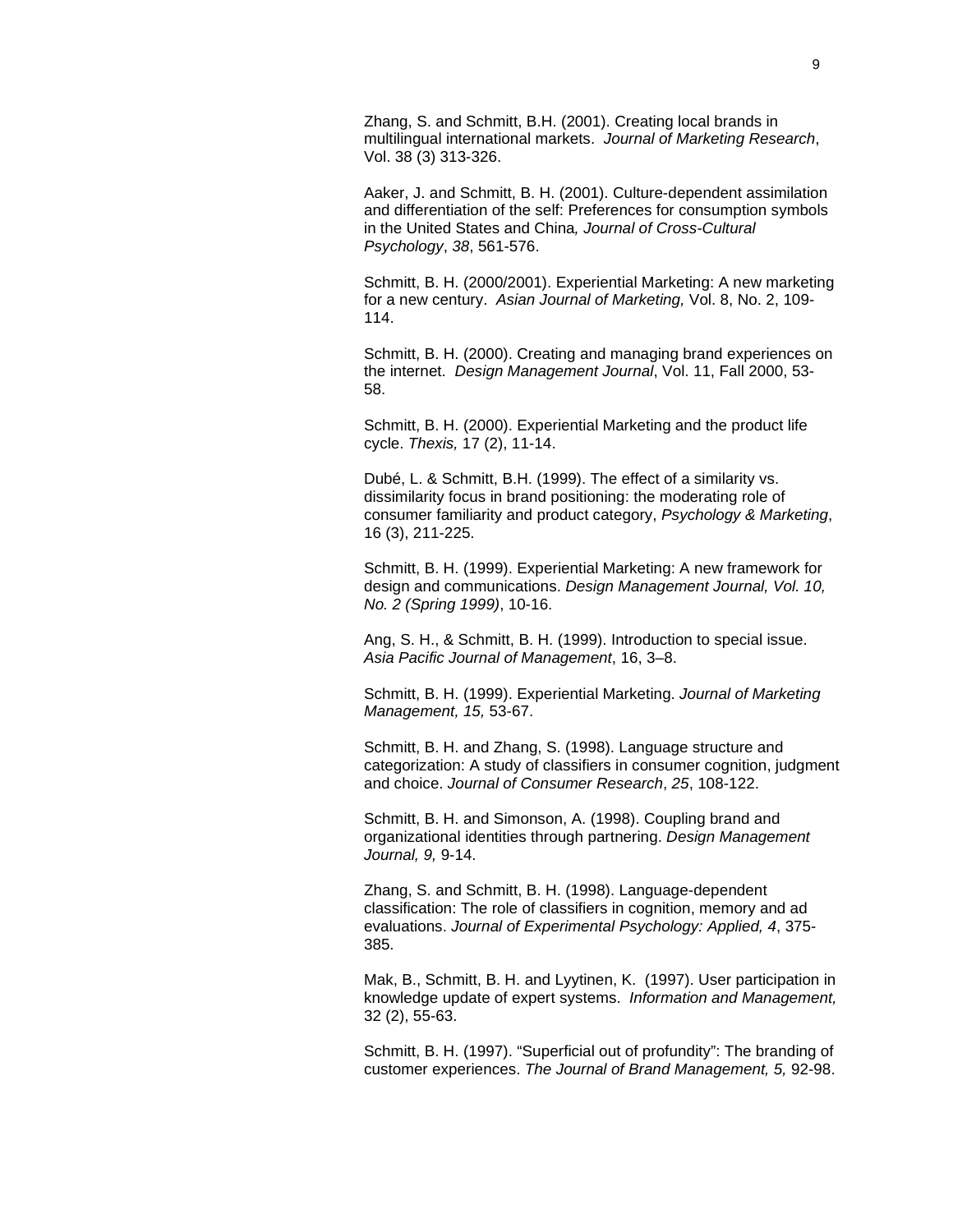Zhang, S. and Schmitt, B.H. (2001). Creating local brands in multilingual international markets. *Journal of Marketing Research*, Vol. 38 (3) 313-326.

Aaker, J. and Schmitt, B. H. (2001). Culture-dependent assimilation and differentiation of the self: Preferences for consumption symbols in the United States and China*, Journal of Cross-Cultural Psychology*, *38*, 561-576.

Schmitt, B. H. (2000/2001). Experiential Marketing: A new marketing for a new century. *Asian Journal of Marketing,* Vol. 8, No. 2, 109-114.

Schmitt, B. H. (2000). Creating and managing brand experiences on the internet. *Design Management Journal*, Vol. 11, Fall 2000, 53-58.

Schmitt, B. H. (2000). Experiential Marketing and the product life cycle. *Thexis,* 17 (2), 11-14.

Dubé, L. & Schmitt, B.H. (1999). The effect of a similarity vs. dissimilarity focus in brand positioning: the moderating role of consumer familiarity and product category, *Psychology & Marketing*, 16 (3), 211-225.

Schmitt, B. H. (1999). Experiential Marketing: A new framework for design and communications. *Design Management Journal, Vol. 10, No. 2 (Spring 1999)*, 10-16.

Ang, S. H., & Schmitt, B. H. (1999). Introduction to special issue. *Asia Pacific Journal of Management*, 16, 3–8.

Schmitt, B. H. (1999). Experiential Marketing. *Journal of Marketing Management, 15,* 53-67.

Schmitt, B. H. and Zhang, S. (1998). Language structure and categorization: A study of classifiers in consumer cognition, judgment and choice. *Journal of Consumer Research*, *25*, 108-122.

Schmitt, B. H. and Simonson, A. (1998). Coupling brand and organizational identities through partnering. *Design Management Journal, 9,* 9-14.

Zhang, S. and Schmitt, B. H. (1998). Language-dependent classification: The role of classifiers in cognition, memory and ad evaluations. *Journal of Experimental Psychology: Applied, 4*, 375-385.

Mak, B., Schmitt, B. H. and Lyytinen, K. (1997). User participation in knowledge update of expert systems. *Information and Management,* 32 (2), 55-63.

Schmitt, B. H. (1997). "Superficial out of profundity": The branding of customer experiences. *The Journal of Brand Management, 5,* 92-98.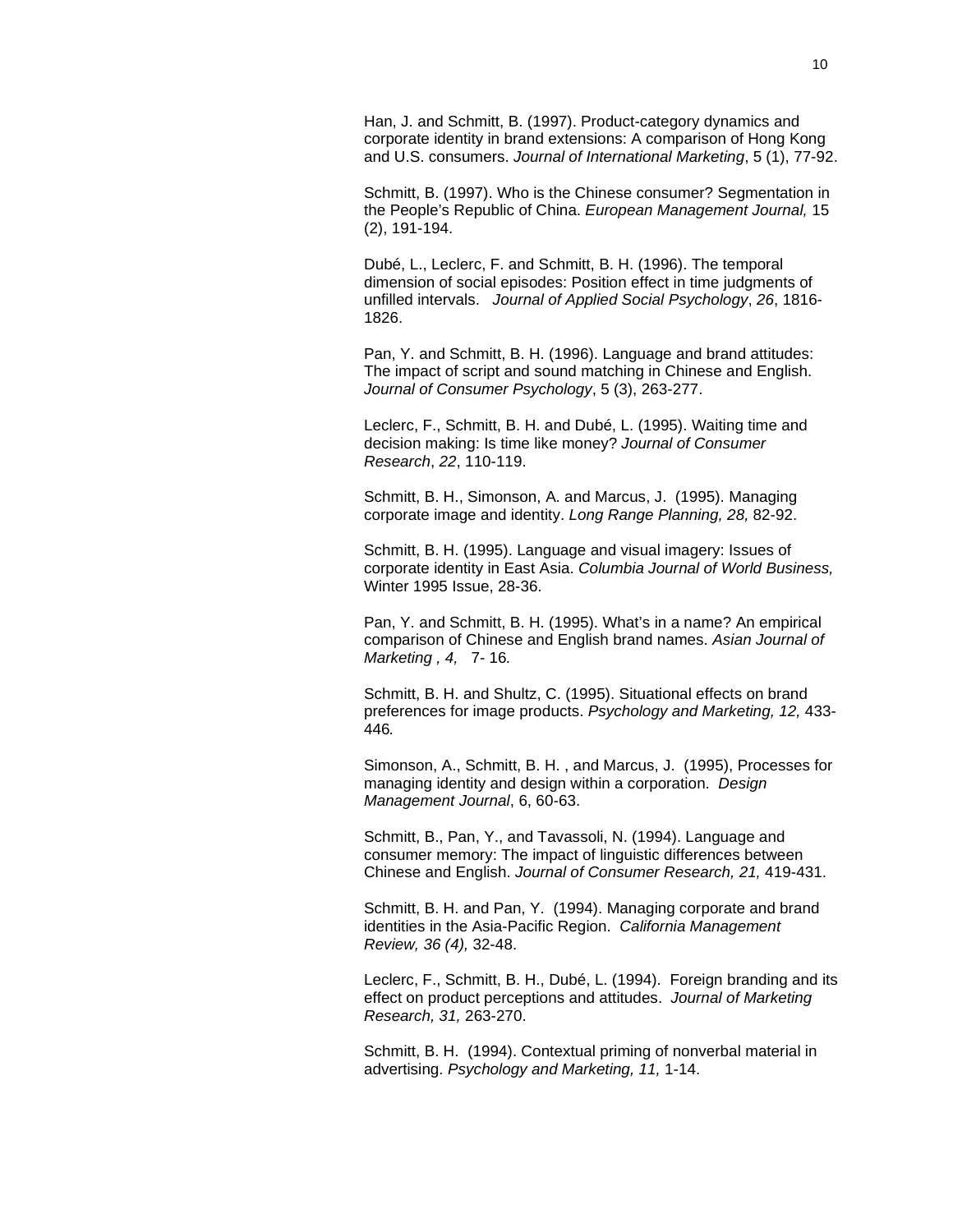Han, J. and Schmitt, B. (1997). Product-category dynamics and corporate identity in brand extensions: A comparison of Hong Kong and U.S. consumers. *Journal of International Marketing*, 5 (1), 77-92.

Schmitt, B. (1997). Who is the Chinese consumer? Segmentation in the People's Republic of China. *European Management Journal,* 15 (2), 191-194.

Dubé, L., Leclerc, F. and Schmitt, B. H. (1996). The temporal dimension of social episodes: Position effect in time judgments of unfilled intervals. *Journal of Applied Social Psychology*, *26*, 1816-1826.

Pan, Y. and Schmitt, B. H. (1996). Language and brand attitudes: The impact of script and sound matching in Chinese and English. *Journal of Consumer Psychology*, 5 (3), 263-277.

Leclerc, F., Schmitt, B. H. and Dubé, L. (1995). Waiting time and decision making: Is time like money? *Journal of Consumer Research*, *22*, 110-119.

Schmitt, B. H., Simonson, A. and Marcus, J. (1995). Managing corporate image and identity. *Long Range Planning, 28,* 82-92.

Schmitt, B. H. (1995). Language and visual imagery: Issues of corporate identity in East Asia. *Columbia Journal of World Business,* Winter 1995 Issue, 28-36.

Pan, Y. and Schmitt, B. H. (1995). What's in a name? An empirical comparison of Chinese and English brand names. *Asian Journal of Marketing , 4,* 7- 16*.*

Schmitt, B. H. and Shultz, C. (1995). Situational effects on brand preferences for image products. *Psychology and Marketing, 12,* 433-446*.*

Simonson, A., Schmitt, B. H. , and Marcus, J. (1995), Processes for managing identity and design within a corporation. *Design Management Journal*, 6, 60-63.

Schmitt, B., Pan, Y., and Tavassoli, N. (1994). Language and consumer memory: The impact of linguistic differences between Chinese and English. *Journal of Consumer Research, 21,* 419-431.

Schmitt, B. H. and Pan, Y. (1994). Managing corporate and brand identities in the Asia-Pacific Region. *California Management Review, 36 (4),* 32-48.

Leclerc, F., Schmitt, B. H., Dubé, L. (1994). Foreign branding and its effect on product perceptions and attitudes. *Journal of Marketing Research, 31,* 263-270.

Schmitt, B. H. (1994). Contextual priming of nonverbal material in advertising. *Psychology and Marketing, 11,* 1-14.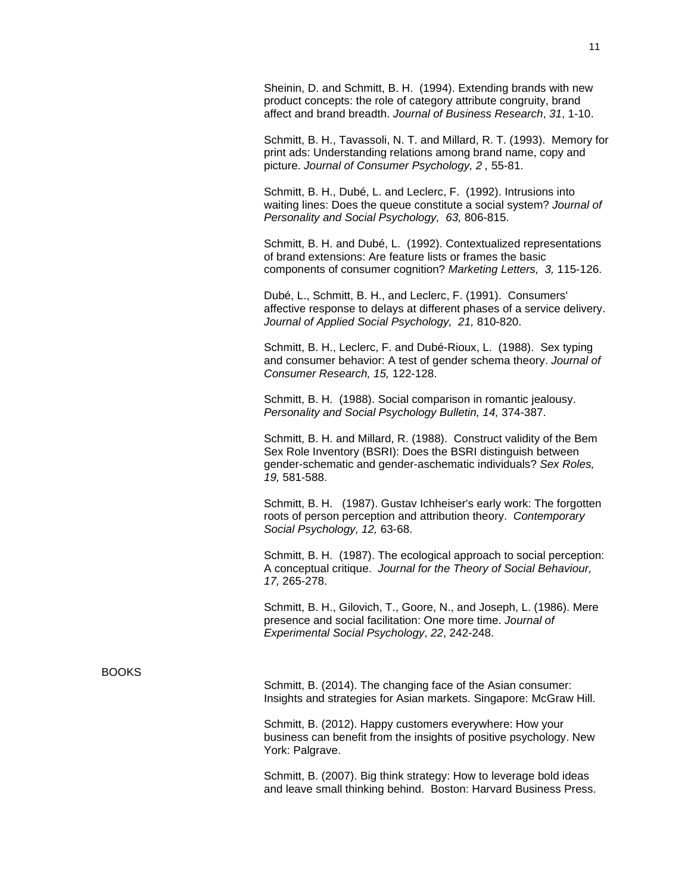Sheinin, D. and Schmitt, B. H. (1994). Extending brands with new product concepts: the role of category attribute congruity, brand affect and brand breadth. *Journal of Business Research*, *31*, 1-10.

Schmitt, B. H., Tavassoli, N. T. and Millard, R. T. (1993). Memory for print ads: Understanding relations among brand name, copy and picture. *Journal of Consumer Psychology, 2 ,* 55-81.

Schmitt, B. H., Dubé, L. and Leclerc, F. (1992). Intrusions into waiting lines: Does the queue constitute a social system? *Journal of Personality and Social Psychology, 63,* 806-815.

Schmitt, B. H. and Dubé, L. (1992). Contextualized representations of brand extensions: Are feature lists or frames the basic components of consumer cognition? *Marketing Letters, 3,* 115-126.

Dubé, L., Schmitt, B. H., and Leclerc, F. (1991). Consumers' affective response to delays at different phases of a service delivery. *Journal of Applied Social Psychology, 21,* 810-820.

Schmitt, B. H., Leclerc, F. and Dubé-Rioux, L. (1988). Sex typing and consumer behavior: A test of gender schema theory. *Journal of Consumer Research, 15,* 122-128.

Schmitt, B. H. (1988). Social comparison in romantic jealousy. *Personality and Social Psychology Bulletin, 14,* 374-387.

Schmitt, B. H. and Millard, R. (1988). Construct validity of the Bem Sex Role Inventory (BSRI): Does the BSRI distinguish between gender-schematic and gender-aschematic individuals? *Sex Roles, 19,* 581-588.

Schmitt, B. H. (1987). Gustav Ichheiser's early work: The forgotten roots of person perception and attribution theory. *Contemporary Social Psychology, 12,* 63-68.

Schmitt, B. H. (1987). The ecological approach to social perception: A conceptual critique. *Journal for the Theory of Social Behaviour, 17,* 265-278.

Schmitt, B. H., Gilovich, T., Goore, N., and Joseph, L. (1986). Mere presence and social facilitation: One more time. *Journal of Experimental Social Psychology*, *22*, 242-248.

BOOKS

Schmitt, B. (2014). The changing face of the Asian consumer: Insights and strategies for Asian markets. Singapore: McGraw Hill.

Schmitt, B. (2012). Happy customers everywhere: How your business can benefit from the insights of positive psychology. New York: Palgrave.

Schmitt, B. (2007). Big think strategy: How to leverage bold ideas and leave small thinking behind. Boston: Harvard Business Press.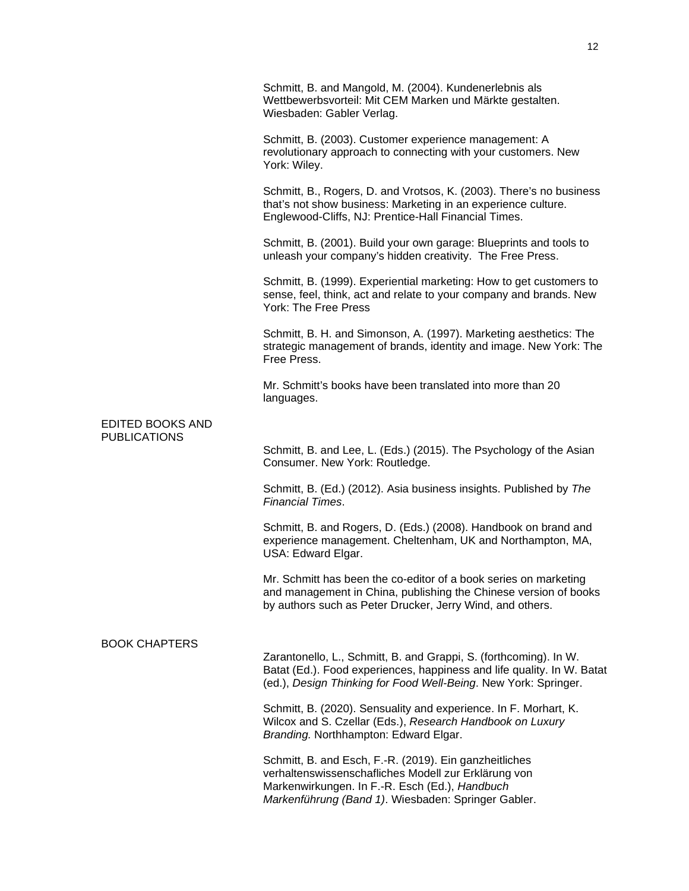Schmitt, B. and Mangold, M. (2004). Kundenerlebnis als Wettbewerbsvorteil: Mit CEM Marken und Märkte gestalten. Wiesbaden: Gabler Verlag.

Schmitt, B. (2003). Customer experience management: A revolutionary approach to connecting with your customers. New York: Wiley.

Schmitt, B., Rogers, D. and Vrotsos, K. (2003). There's no business that's not show business: Marketing in an experience culture. Englewood-Cliffs, NJ: Prentice-Hall Financial Times.

Schmitt, B. (2001). Build your own garage: Blueprints and tools to unleash your company's hidden creativity. The Free Press.

Schmitt, B. (1999). Experiential marketing: How to get customers to sense, feel, think, act and relate to your company and brands. New York: The Free Press

Schmitt, B. H. and Simonson, A. (1997). Marketing aesthetics: The strategic management of brands, identity and image. New York: The Free Press.

Mr. Schmitt's books have been translated into more than 20 languages.

## EDITED BOOKS AND PUBLICATIONS

Schmitt, B. and Lee, L. (Eds.) (2015). The Psychology of the Asian Consumer. New York: Routledge.

Schmitt, B. (Ed.) (2012). Asia business insights. Published by *The Financial Times*.

Schmitt, B. and Rogers, D. (Eds.) (2008). Handbook on brand and experience management. Cheltenham, UK and Northampton, MA, USA: Edward Elgar.

Mr. Schmitt has been the co-editor of a book series on marketing and management in China, publishing the Chinese version of books by authors such as Peter Drucker, Jerry Wind, and others.

## BOOK CHAPTERS

Zarantonello, L., Schmitt, B. and Grappi, S. (forthcoming). In W. Batat (Ed.). Food experiences, happiness and life quality. In W. Batat (ed.), *Design Thinking for Food Well-Being*. New York: Springer.

Schmitt, B. (2020). Sensuality and experience. In F. Morhart, K. Wilcox and S. Czellar (Eds.), *Research Handbook on Luxury Branding.* Northhampton: Edward Elgar.

Schmitt, B. and Esch, F.-R. (2019). Ein ganzheitliches verhaltenswissenschafliches Modell zur Erklärung von Markenwirkungen. In F.-R. Esch (Ed.), *Handbuch Markenführung (Band 1)*. Wiesbaden: Springer Gabler.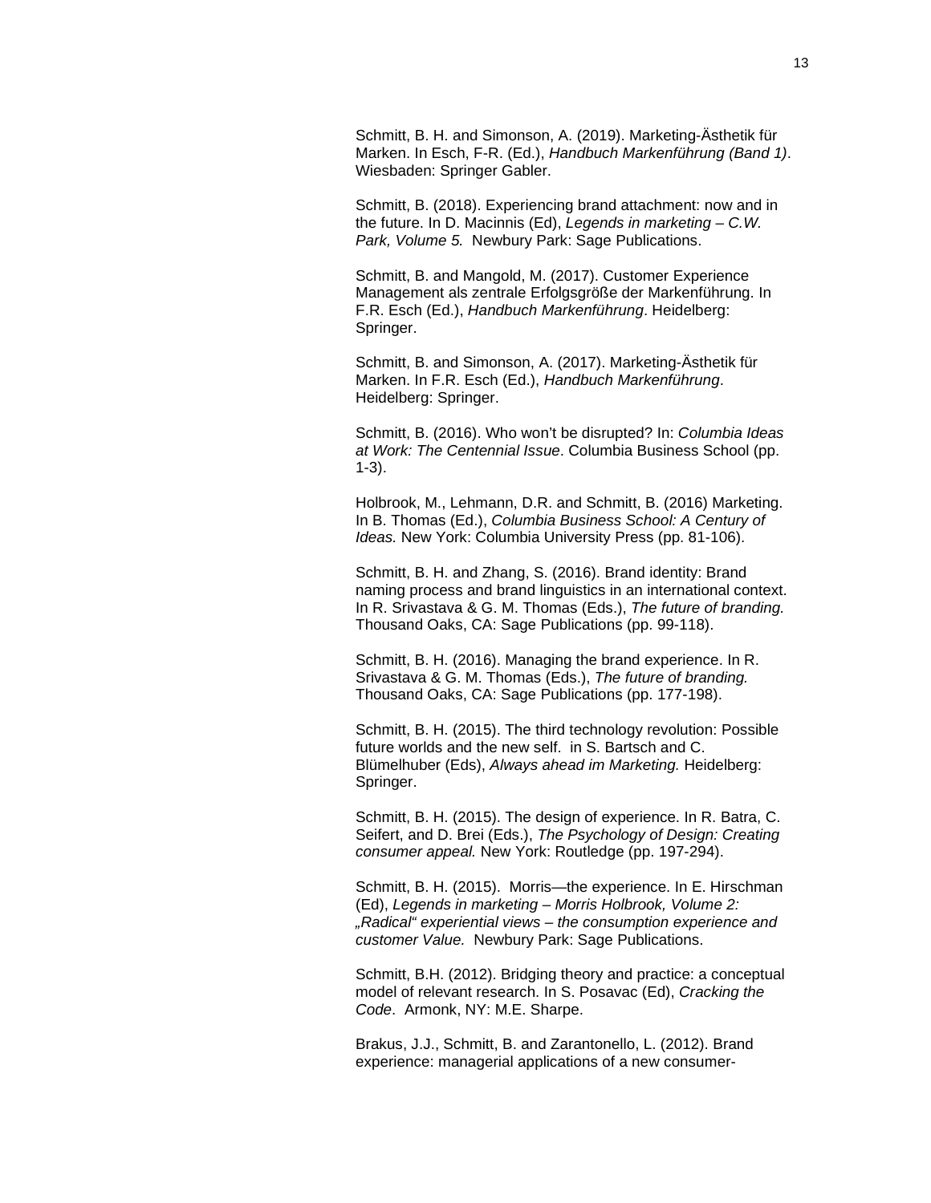Schmitt, B. H. and Simonson, A. (2019). Marketing-Ästhetik für Marken. In Esch, F-R. (Ed.), *Handbuch Markenführung (Band 1)*. Wiesbaden: Springer Gabler.

Schmitt, B. (2018). Experiencing brand attachment: now and in the future. In D. Macinnis (Ed), *Legends in marketing – C.W. Park, Volume 5.* Newbury Park: Sage Publications.

Schmitt, B. and Mangold, M. (2017). Customer Experience Management als zentrale Erfolgsgröße der Markenführung. In F.R. Esch (Ed.), *Handbuch Markenführung*. Heidelberg: Springer.

Schmitt, B. and Simonson, A. (2017). Marketing-Ästhetik für Marken. In F.R. Esch (Ed.), *Handbuch Markenführung*. Heidelberg: Springer.

Schmitt, B. (2016). Who won't be disrupted? In: *Columbia Ideas at Work: The Centennial Issue*. Columbia Business School (pp. 1-3).

Holbrook, M., Lehmann, D.R. and Schmitt, B. (2016) Marketing. In B. Thomas (Ed.), *Columbia Business School: A Century of Ideas.* New York: Columbia University Press (pp. 81-106).

Schmitt, B. H. and Zhang, S. (2016). Brand identity: Brand naming process and brand linguistics in an international context. In R. Srivastava & G. M. Thomas (Eds.), *The future of branding.* Thousand Oaks, CA: Sage Publications (pp. 99-118).

Schmitt, B. H. (2016). Managing the brand experience. In R. Srivastava & G. M. Thomas (Eds.), *The future of branding.* Thousand Oaks, CA: Sage Publications (pp. 177-198).

Schmitt, B. H. (2015). The third technology revolution: Possible future worlds and the new self. in S. Bartsch and C. Blümelhuber (Eds), *Always ahead im Marketing.* Heidelberg: Springer.

Schmitt, B. H. (2015). The design of experience. In R. Batra, C. Seifert, and D. Brei (Eds.), *The Psychology of Design: Creating consumer appeal.* New York: Routledge (pp. 197-294).

Schmitt, B. H. (2015). Morris—the experience. In E. Hirschman (Ed), *Legends in marketing – Morris Holbrook, Volume 2: „Radical" experiential views – the consumption experience and customer Value.* Newbury Park: Sage Publications.

Schmitt, B.H. (2012). Bridging theory and practice: a conceptual model of relevant research. In S. Posavac (Ed), *Cracking the Code*. Armonk, NY: M.E. Sharpe.

Brakus, J.J., Schmitt, B. and Zarantonello, L. (2012). Brand experience: managerial applications of a new consumer-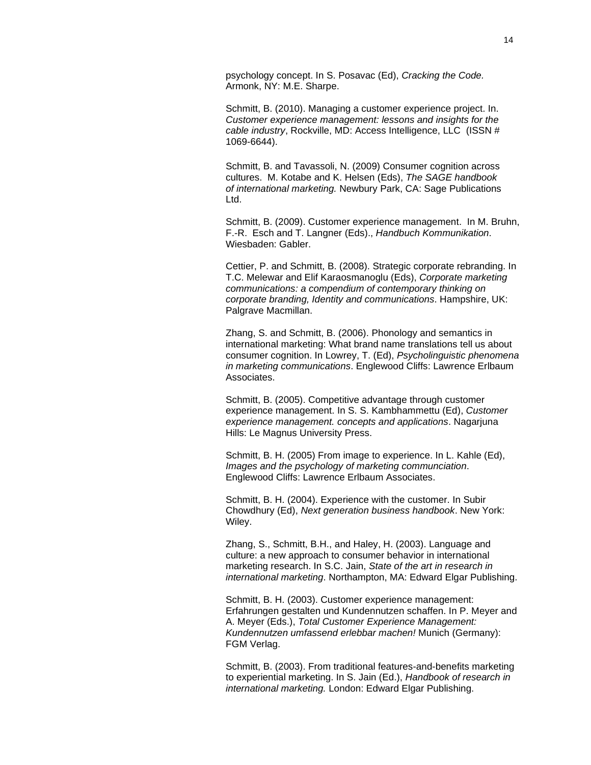psychology concept. In S. Posavac (Ed), *Cracking the Code.* Armonk, NY: M.E. Sharpe.

Schmitt, B. (2010). Managing a customer experience project. In. *Customer experience management: lessons and insights for the cable industry*, Rockville, MD: Access Intelligence, LLC (ISSN # 1069-6644).

Schmitt, B. and Tavassoli, N. (2009) Consumer cognition across cultures. M. Kotabe and K. Helsen (Eds), *The SAGE handbook of international marketing.* Newbury Park, CA: Sage Publications Ltd.

Schmitt, B. (2009). Customer experience management. In M. Bruhn, F.-R. Esch and T. Langner (Eds)., *Handbuch Kommunikation*. Wiesbaden: Gabler.

Cettier, P. and Schmitt, B. (2008). Strategic corporate rebranding. In T.C. Melewar and Elif Karaosmanoglu (Eds), *Corporate marketing communications: a compendium of contemporary thinking on corporate branding, Identity and communications*. Hampshire, UK: Palgrave Macmillan.

Zhang, S. and Schmitt, B. (2006). Phonology and semantics in international marketing: What brand name translations tell us about consumer cognition. In Lowrey, T. (Ed), *Psycholinguistic phenomena in marketing communications*. Englewood Cliffs: Lawrence Erlbaum Associates.

Schmitt, B. (2005). Competitive advantage through customer experience management. In S. S. Kambhammettu (Ed), *Customer experience management. concepts and applications*. Nagarjuna Hills: Le Magnus University Press.

Schmitt, B. H. (2005) From image to experience. In L. Kahle (Ed), *Images and the psychology of marketing communciation*. Englewood Cliffs: Lawrence Erlbaum Associates.

Schmitt, B. H. (2004). Experience with the customer. In Subir Chowdhury (Ed), *Next generation business handbook*. New York: Wiley.

Zhang, S., Schmitt, B.H., and Haley, H. (2003). Language and culture: a new approach to consumer behavior in international marketing research. In S.C. Jain, *State of the art in research in international marketing*. Northampton, MA: Edward Elgar Publishing.

Schmitt, B. H. (2003). Customer experience management: Erfahrungen gestalten und Kundennutzen schaffen. In P. Meyer and A. Meyer (Eds.), *Total Customer Experience Management: Kundennutzen umfassend erlebbar machen!* Munich (Germany): FGM Verlag.

Schmitt, B. (2003). From traditional features-and-benefits marketing to experiential marketing. In S. Jain (Ed.), *Handbook of research in international marketing.* London: Edward Elgar Publishing.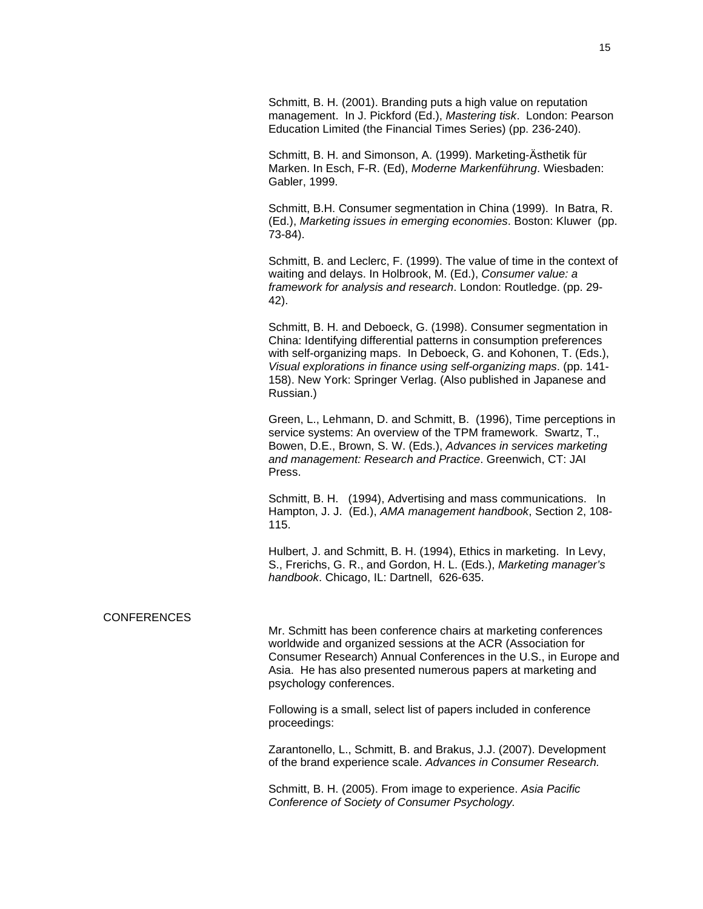Schmitt, B. H. (2001). Branding puts a high value on reputation management. In J. Pickford (Ed.), *Mastering tisk*. London: Pearson Education Limited (the Financial Times Series) (pp. 236-240).

Schmitt, B. H. and Simonson, A. (1999). Marketing-Ästhetik für Marken. In Esch, F-R. (Ed), *Moderne Markenführung*. Wiesbaden: Gabler, 1999.

Schmitt, B.H. Consumer segmentation in China (1999). In Batra, R. (Ed.), *Marketing issues in emerging economies*. Boston: Kluwer (pp. 73-84).

Schmitt, B. and Leclerc, F. (1999). The value of time in the context of waiting and delays. In Holbrook, M. (Ed.), *Consumer value: a framework for analysis and research*. London: Routledge. (pp. 29-42).

Schmitt, B. H. and Deboeck, G. (1998). Consumer segmentation in China: Identifying differential patterns in consumption preferences with self-organizing maps. In Deboeck, G. and Kohonen, T. (Eds.), *Visual explorations in finance using self-organizing maps*. (pp. 141-158). New York: Springer Verlag. (Also published in Japanese and Russian.)

Green, L., Lehmann, D. and Schmitt, B. (1996), Time perceptions in service systems: An overview of the TPM framework. Swartz, T., Bowen, D.E., Brown, S. W. (Eds.), *Advances in services marketing and management: Research and Practice*. Greenwich, CT: JAI Press.

Schmitt, B. H. (1994), Advertising and mass communications. In Hampton, J. J. (Ed.), *AMA management handbook*, Section 2, 108-115.

Hulbert, J. and Schmitt, B. H. (1994), Ethics in marketing. In Levy, S., Frerichs, G. R., and Gordon, H. L. (Eds.), *Marketing manager's handbook*. Chicago, IL: Dartnell, 626-635.

## CONFERENCES

Mr. Schmitt has been conference chairs at marketing conferences worldwide and organized sessions at the ACR (Association for Consumer Research) Annual Conferences in the U.S., in Europe and Asia. He has also presented numerous papers at marketing and psychology conferences.

Following is a small, select list of papers included in conference proceedings:

Zarantonello, L., Schmitt, B. and Brakus, J.J. (2007). Development of the brand experience scale. *Advances in Consumer Research.*

Schmitt, B. H. (2005). From image to experience. *Asia Pacific Conference of Society of Consumer Psychology.*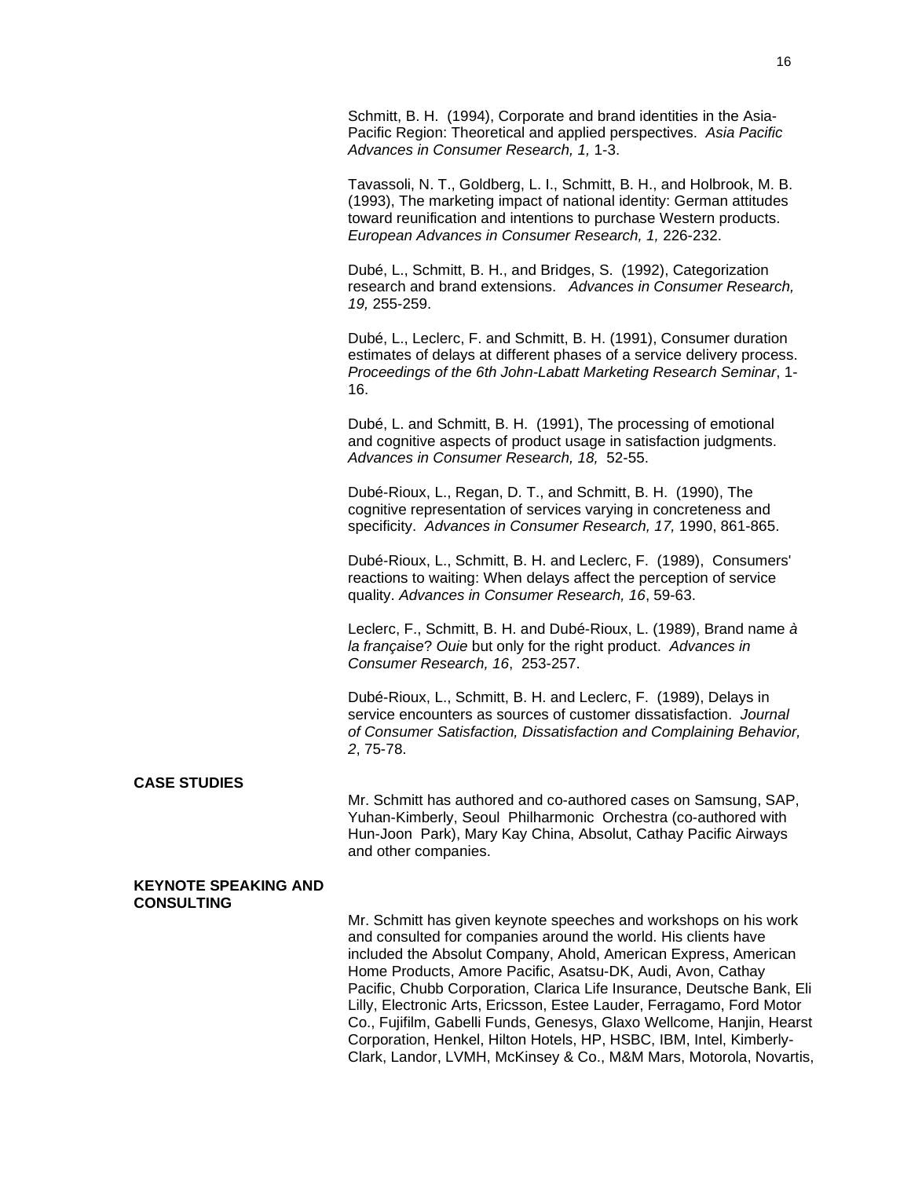Schmitt, B. H. (1994), Corporate and brand identities in the Asia-Pacific Region: Theoretical and applied perspectives. *Asia Pacific Advances in Consumer Research, 1,* 1-3.

Tavassoli, N. T., Goldberg, L. I., Schmitt, B. H., and Holbrook, M. B. (1993), The marketing impact of national identity: German attitudes toward reunification and intentions to purchase Western products. *European Advances in Consumer Research, 1,* 226-232.

Dubé, L., Schmitt, B. H., and Bridges, S. (1992), Categorization research and brand extensions. *Advances in Consumer Research, 19,* 255-259.

Dubé, L., Leclerc, F. and Schmitt, B. H. (1991), Consumer duration estimates of delays at different phases of a service delivery process. *Proceedings of the 6th John-Labatt Marketing Research Seminar*, 1-16.

Dubé, L. and Schmitt, B. H. (1991), The processing of emotional and cognitive aspects of product usage in satisfaction judgments. *Advances in Consumer Research, 18,* 52-55.

Dubé-Rioux, L., Regan, D. T., and Schmitt, B. H. (1990), The cognitive representation of services varying in concreteness and specificity. *Advances in Consumer Research, 17,* 1990, 861-865.

Dubé-Rioux, L., Schmitt, B. H. and Leclerc, F. (1989), Consumers' reactions to waiting: When delays affect the perception of service quality. *Advances in Consumer Research, 16*, 59-63.

Leclerc, F., Schmitt, B. H. and Dubé-Rioux, L. (1989), Brand name *à la française*? *Ouie* but only for the right product. *Advances in Consumer Research, 16*, 253-257.

Dubé-Rioux, L., Schmitt, B. H. and Leclerc, F. (1989), Delays in service encounters as sources of customer dissatisfaction. *Journal of Consumer Satisfaction, Dissatisfaction and Complaining Behavior, 2*, 75-78.

**CASE STUDIES**

Mr. Schmitt has authored and co-authored cases on Samsung, SAP, Yuhan-Kimberly, Seoul Philharmonic Orchestra (co-authored with Hun-Joon Park), Mary Kay China, Absolut, Cathay Pacific Airways and other companies.

**KEYNOTE SPEAKING AND CONSULTING**

Mr. Schmitt has given keynote speeches and workshops on his work and consulted for companies around the world. His clients have included the Absolut Company, Ahold, American Express, American Home Products, Amore Pacific, Asatsu-DK, Audi, Avon, Cathay Pacific, Chubb Corporation, Clarica Life Insurance, Deutsche Bank, Eli Lilly, Electronic Arts, Ericsson, Estee Lauder, Ferragamo, Ford Motor Co., Fujifilm, Gabelli Funds, Genesys, Glaxo Wellcome, Hanjin, Hearst Corporation, Henkel, Hilton Hotels, HP, HSBC, IBM, Intel, Kimberly-Clark, Landor, LVMH, McKinsey & Co., M&M Mars, Motorola, Novartis,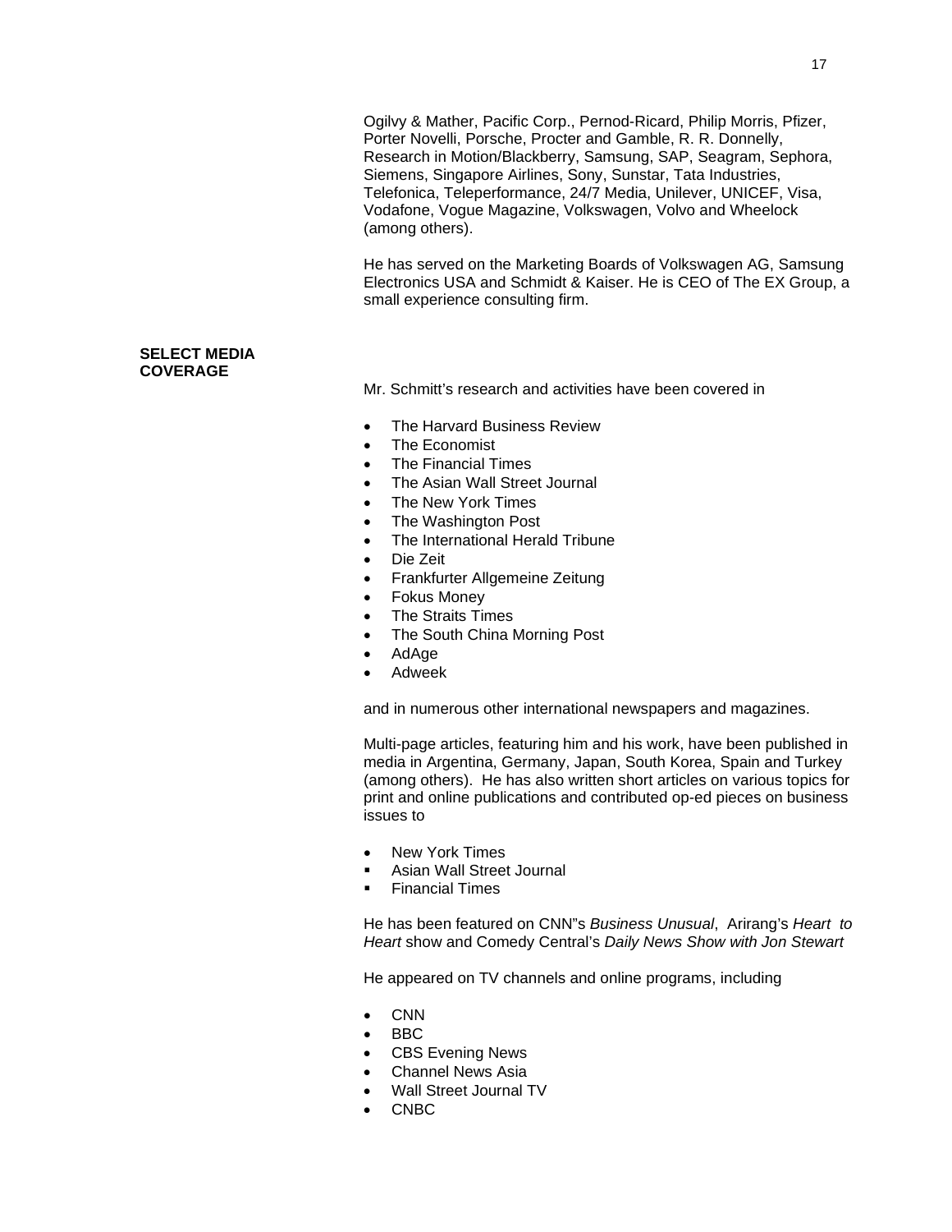Ogilvy & Mather, Pacific Corp., Pernod-Ricard, Philip Morris, Pfizer, Porter Novelli, Porsche, Procter and Gamble, R. R. Donnelly, Research in Motion/Blackberry, Samsung, SAP, Seagram, Sephora, Siemens, Singapore Airlines, Sony, Sunstar, Tata Industries, Telefonica, Teleperformance, 24/7 Media, Unilever, UNICEF, Visa, Vodafone, Vogue Magazine, Volkswagen, Volvo and Wheelock (among others).

He has served on the Marketing Boards of Volkswagen AG, Samsung Electronics USA and Schmidt & Kaiser. He is CEO of The EX Group, a small experience consulting firm.

**SELECT MEDIA COVERAGE**

Mr. Schmitt's research and activities have been covered in

- The Harvard Business Review
- The Economist
- The Financial Times
- The Asian Wall Street Journal
- The New York Times
- The Washington Post
- The International Herald Tribune
- Die Zeit
- Frankfurter Allgemeine Zeitung
- Fokus Money
- The Straits Times
- The South China Morning Post
- AdAge
- Adweek

and in numerous other international newspapers and magazines.

Multi-page articles, featuring him and his work, have been published in media in Argentina, Germany, Japan, South Korea, Spain and Turkey (among others). He has also written short articles on various topics for print and online publications and contributed op-ed pieces on business issues to

- New York Times
- Asian Wall Street Journal
- Financial Times

He has been featured on CNN"s *Business Unusual*, Arirang's *Heart to Heart* show and Comedy Central's *Daily News Show with Jon Stewart*

He appeared on TV channels and online programs, including

- CNN
- BBC
- CBS Evening News
- Channel News Asia
- Wall Street Journal TV
- CNBC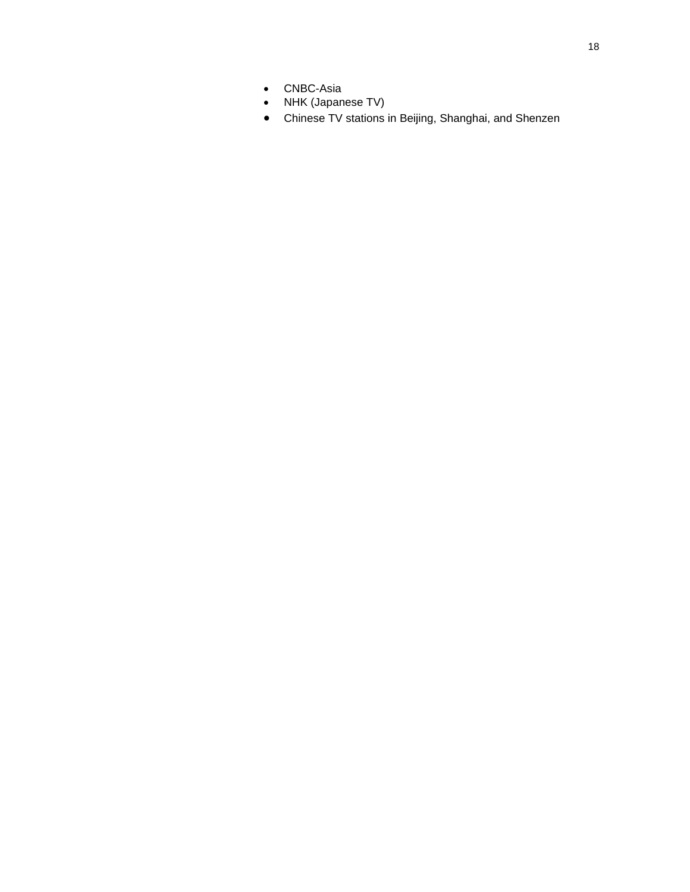- CNBC-Asia
- NHK (Japanese TV)
- Chinese TV stations in Beijing, Shanghai, and Shenzen